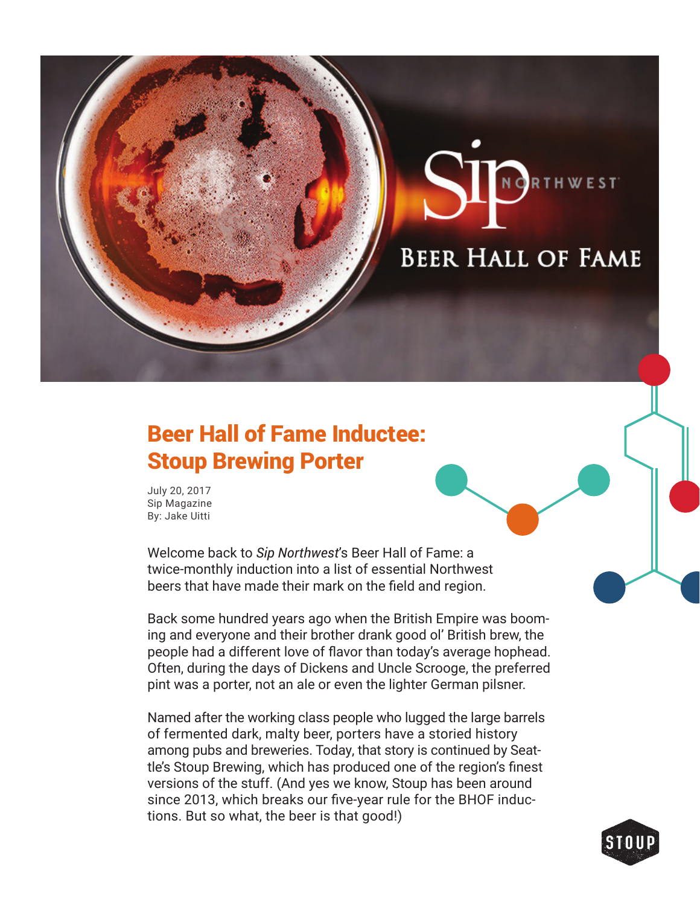# Beer Hall of Fame Inductee: Stoup Brewing Porter

July 20, 2017
Sip Magazine
By: Jake Uitti

Welcome back to *Sip Northwest*'s Beer Hall of Fame: a twice-monthly induction into a list of essential Northwest beers that have made their mark on the field and region.

Back some hundred years ago when the British Empire was booming and everyone and their brother drank good ol' British brew, the people had a different love of flavor than today's average hophead. Often, during the days of Dickens and Uncle Scrooge, the preferred pint was a porter, not an ale or even the lighter German pilsner.

Named after the working class people who lugged the large barrels of fermented dark, malty beer, porters have a storied history among pubs and breweries. Today, that story is continued by Seattle's Stoup Brewing, which has produced one of the region's finest versions of the stuff. (And yes we know, Stoup has been around since 2013, which breaks our five-year rule for the BHOF inductions. But so what, the beer is that good!)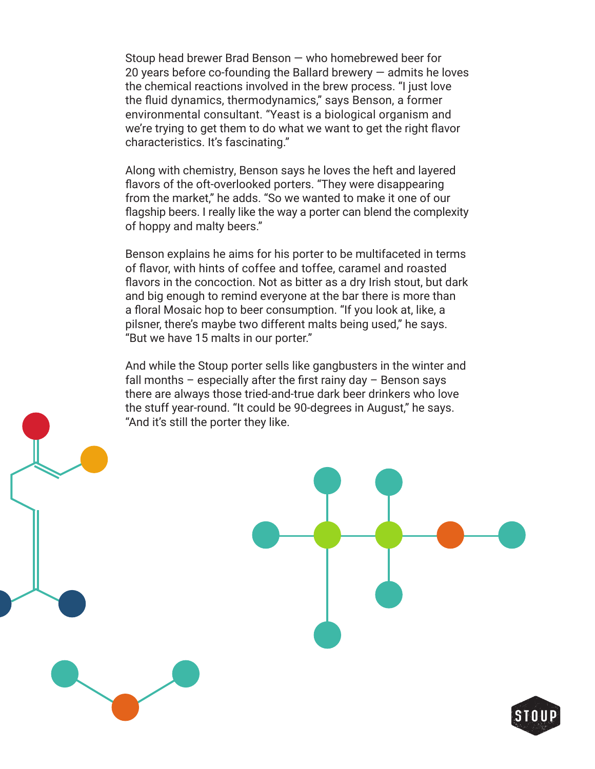Stoup head brewer Brad Benson — who homebrewed beer for 20 years before co-founding the Ballard brewery — admits he loves the chemical reactions involved in the brew process. "I just love the fluid dynamics, thermodynamics," says Benson, a former environmental consultant. "Yeast is a biological organism and we're trying to get them to do what we want to get the right flavor characteristics. It's fascinating."

Along with chemistry, Benson says he loves the heft and layered flavors of the oft-overlooked porters. "They were disappearing from the market," he adds. "So we wanted to make it one of our flagship beers. I really like the way a porter can blend the complexity of hoppy and malty beers."

Benson explains he aims for his porter to be multifaceted in terms of flavor, with hints of coffee and toffee, caramel and roasted flavors in the concoction. Not as bitter as a dry Irish stout, but dark and big enough to remind everyone at the bar there is more than a floral Mosaic hop to beer consumption. "If you look at, like, a pilsner, there's maybe two different malts being used," he says. "But we have 15 malts in our porter."

And while the Stoup porter sells like gangbusters in the winter and fall months – especially after the first rainy day – Benson says there are always those tried-and-true dark beer drinkers who love the stuff year-round. "It could be 90-degrees in August," he says. "And it's still the porter they like.

STOUP